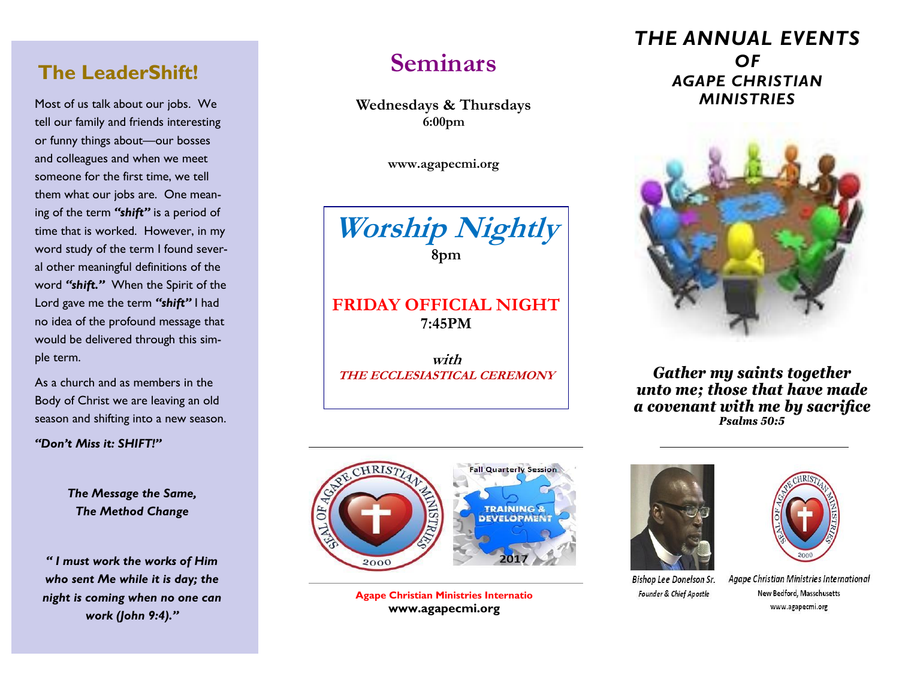## The LeaderShift!

Most of us talk about our jobs. We tell our family and friends interesting or funny things about—our bosses and colleagues and when we meet someone for the first time, we tell them what our jobs are. One meaning of the term ***"shift"*** is a period of time that is worked. However, in my word study of the term I found several other meaningful definitions of the word ***"shift."*** When the Spirit of the Lord gave me the term ***"shift"*** I had no idea of the profound message that would be delivered through this simple term.

As a church and as members in the Body of Christ we are leaving an old season and shifting into a new season.

***"Don't Miss it: SHIFT!"***

***The Message the Same,***
***The Method Change***

***" I must work the works of Him who sent Me while it is day; the night is coming when no one can work (John 9:4)."***

# Seminars

**Wednesdays & Thursdays**
**6:00pm**

**www.agapecmi.org**

***Worship Nightly***
**8pm**

**FRIDAY OFFICIAL NIGHT**
**7:45PM**

***with***
***THE ECCLESIASTICAL CEREMONY***

SEAL OF AGAPE CHRISTIAN MINISTRIES 2000

Fall Quarterly Session
TRAINING & DEVELOPMENT
2017

**Agape Christian Ministries Internatio**
**www.agapecmi.org**

## *THE ANNUAL EVENTS OF AGAPE CHRISTIAN MINISTRIES*

***Gather my saints together unto me; those that have made a covenant with me by sacrifice***
***Psalms 50:5***

Bishop Lee Donelson Sr.
*Founder & Chief Apostle*

*Agape Christian Ministries International*
New Bedford, Masschusetts
www.agapecmi.org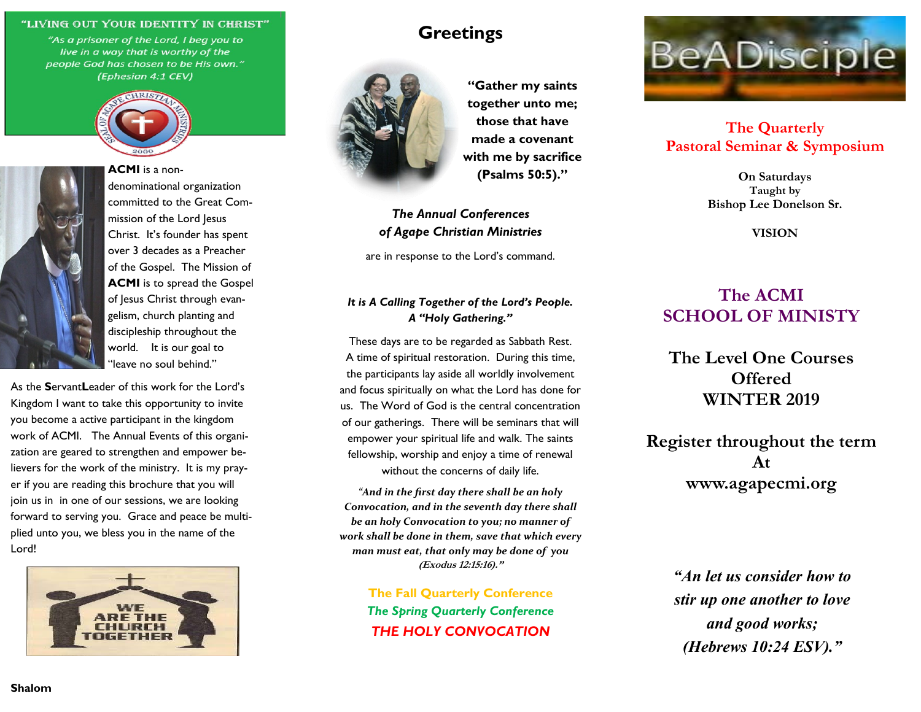**"LIVING OUT YOUR IDENTITY IN CHRIST"**

*"As a prisoner of the Lord, I beg you to live in a way that is worthy of the people God has chosen to be His own." (Ephesian 4:1 CEV)*

SEAL OF AGAPE CHRISTIAN MINISTRIES 2000

**ACMI** is a non-denominational organization committed to the Great Commission of the Lord Jesus Christ. It's founder has spent over 3 decades as a Preacher of the Gospel. The Mission of **ACMI** is to spread the Gospel of Jesus Christ through evangelism, church planting and discipleship throughout the world. It is our goal to "leave no soul behind."

As the **S**ervant**L**eader of this work for the Lord's Kingdom I want to take this opportunity to invite you become a active participant in the kingdom work of ACMI. The Annual Events of this organization are geared to strengthen and empower believers for the work of the ministry. It is my prayer if you are reading this brochure that you will join us in in one of our sessions, we are looking forward to serving you. Grace and peace be multiplied unto you, we bless you in the name of the Lord!

WE ARE THE CHURCH TOGETHER

**Shalom**

# Greetings

**"Gather my saints together unto me; those that have made a covenant with me by sacrifice (Psalms 50:5)."**

***The Annual Conferences of Agape Christian Ministries***

are in response to the Lord's command.

***It is A Calling Together of the Lord's People. A "Holy Gathering."***

These days are to be regarded as Sabbath Rest. A time of spiritual restoration. During this time, the participants lay aside all worldly involvement and focus spiritually on what the Lord has done for us. The Word of God is the central concentration of our gatherings. There will be seminars that will empower your spiritual life and walk. The saints fellowship, worship and enjoy a time of renewal without the concerns of daily life.

***"And in the first day there shall be an holy Convocation, and in the seventh day there shall be an holy Convocation to you; no manner of work shall be done in them, save that which every man must eat, that only may be done of you (Exodus 12:15:16)."***

**The Fall Quarterly Conference**

***The Spring Quarterly Conference***

***THE HOLY CONVOCATION***

BeADisciple

## The Quarterly Pastoral Seminar & Symposium

**On Saturdays**
**Taught by**
**Bishop Lee Donelson Sr.**

**VISION**

## The ACMI SCHOOL OF MINISTY

## The Level One Courses Offered WINTER 2019

## Register throughout the term At www.agapecmi.org

***"An let us consider how to stir up one another to love and good works; (Hebrews 10:24 ESV)."***